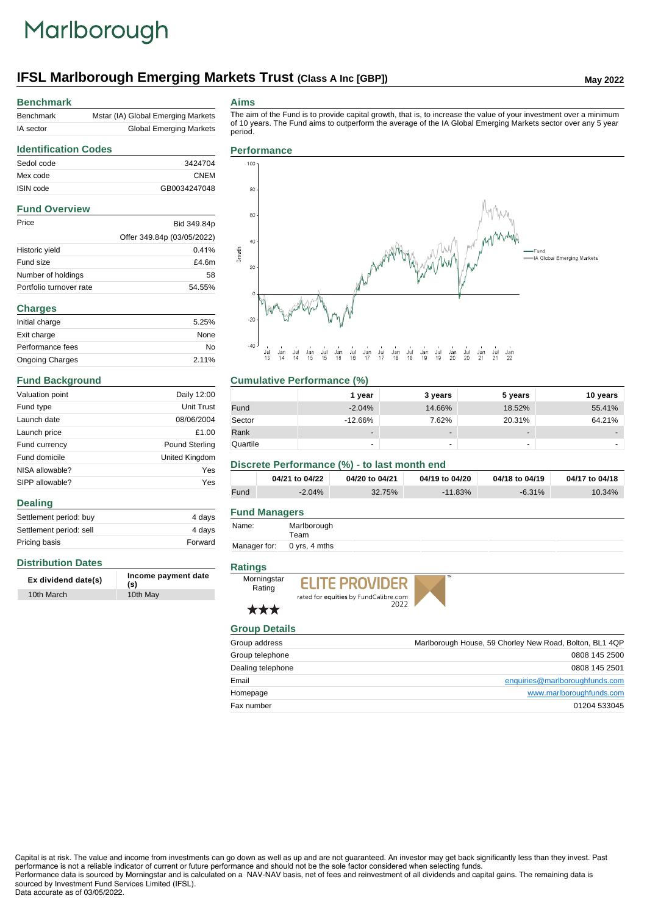# Marlborough

## IFSL Marlborough Emerging Markets Trust (Class A Inc [GBP])

**May 2022**

### Benchmark

| | |
|---|---|
| Benchmark | Mstar (IA) Global Emerging Markets |
| IA sector | Global Emerging Markets |

### Identification Codes

| | |
|---|---|
| Sedol code | 3424704 |
| Mex code | CNEM |
| ISIN code | GB0034247048 |

### Fund Overview

| | |
|---|---|
| Price | Bid 349.84p |
| | Offer 349.84p (03/05/2022) |
| Historic yield | 0.41% |
| Fund size | £4.6m |
| Number of holdings | 58 |
| Portfolio turnover rate | 54.55% |

### Charges

| | |
|---|---|
| Initial charge | 5.25% |
| Exit charge | None |
| Performance fees | No |
| Ongoing Charges | 2.11% |

### Fund Background

| | |
|---|---|
| Valuation point | Daily 12:00 |
| Fund type | Unit Trust |
| Launch date | 08/06/2004 |
| Launch price | £1.00 |
| Fund currency | Pound Sterling |
| Fund domicile | United Kingdom |
| NISA allowable? | Yes |
| SIPP allowable? | Yes |

### Dealing

| | |
|---|---|
| Settlement period: buy | 4 days |
| Settlement period: sell | 4 days |
| Pricing basis | Forward |

### Distribution Dates

| Ex dividend date(s) | Income payment date (s) |
|---|---|
| 10th March | 10th May |

### Aims

The aim of the Fund is to provide capital growth, that is, to increase the value of your investment over a minimum of 10 years. The Fund aims to outperform the average of the IA Global Emerging Markets sector over any 5 year period.

### Performance

Growth (chart, Jul 13 – Jan 22): Fund; IA Global Emerging Markets

### Cumulative Performance (%)

| | 1 year | 3 years | 5 years | 10 years |
|---|---|---|---|---|
| Fund | -2.04% | 14.66% | 18.52% | 55.41% |
| Sector | -12.66% | 7.62% | 20.31% | 64.21% |
| Rank | - | - | - | - |
| Quartile | - | - | - | - |

### Discrete Performance (%) - to last month end

| | 04/21 to 04/22 | 04/20 to 04/21 | 04/19 to 04/20 | 04/18 to 04/19 | 04/17 to 04/18 |
|---|---|---|---|---|---|
| Fund | -2.04% | 32.75% | -11.83% | -6.31% | 10.34% |

### Fund Managers

| | |
|---|---|
| Name: | Marlborough Team |
| Manager for: | 0 yrs, 4 mths |

### Ratings

Morningstar Rating ★★★

ELITE PROVIDER rated for equities by FundCalibre.com 2022

### Group Details

| | |
|---|---|
| Group address | Marlborough House, 59 Chorley New Road, Bolton, BL1 4QP |
| Group telephone | 0808 145 2500 |
| Dealing telephone | 0808 145 2501 |
| Email | enquiries@marlboroughfunds.com |
| Homepage | www.marlboroughfunds.com |
| Fax number | 01204 533045 |

Capital is at risk. The value and income from investments can go down as well as up and are not guaranteed. An investor may get back significantly less than they invest. Past performance is not a reliable indicator of current or future performance and should not be the sole factor considered when selecting funds.
Performance data is sourced by Morningstar and is calculated on a NAV-NAV basis, net of fees and reinvestment of all dividends and capital gains. The remaining data is sourced by Investment Fund Services Limited (IFSL).
Data accurate as of 03/05/2022.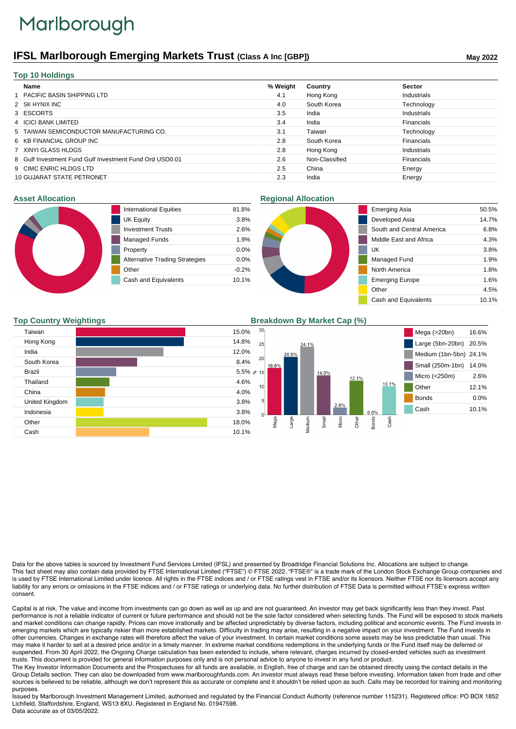Marlborough

# IFSL Marlborough Emerging Markets Trust (Class A Inc [GBP])

May 2022

## Top 10 Holdings

| | Name | % Weight | Country | Sector |
|---|---|---|---|---|
| 1 | PACIFIC BASIN SHIPPING LTD | 4.1 | Hong Kong | Industrials |
| 2 | SK HYNIX INC | 4.0 | South Korea | Technology |
| 3 | ESCORTS | 3.5 | India | Industrials |
| 4 | ICICI BANK LIMITED | 3.4 | India | Financials |
| 5 | TAIWAN SEMICONDUCTOR MANUFACTURING CO. | 3.1 | Taiwan | Technology |
| 6 | KB FINANCIAL GROUP INC | 2.8 | South Korea | Financials |
| 7 | XINYI GLASS HLDGS | 2.8 | Hong Kong | Industrials |
| 8 | Gulf Investment Fund Gulf Investment Fund Ord USD0.01 | 2.6 | Non-Classified | Financials |
| 9 | CIMC ENRIC HLDGS LTD | 2.5 | China | Energy |
| 10 | GUJARAT STATE PETRONET | 2.3 | India | Energy |

## Asset Allocation

International Equities 81.8%
UK Equity 3.8%
Investment Trusts 2.6%
Managed Funds 1.9%
Property 0.0%
Alternative Trading Strategies 0.0%
Other -0.2%
Cash and Equivalents 10.1%

## Regional Allocation

Emerging Asia 50.5%
Developed Asia 14.7%
South and Central America 6.8%
Middle East and Africa 4.3%
UK 3.8%
Managed Fund 1.9%
North America 1.8%
Emerging Europe 1.6%
Other 4.5%
Cash and Equivalents 10.1%

## Top Country Weightings

Taiwan 15.0%
Hong Kong 14.8%
India 12.0%
South Korea 8.4%
Brazil 5.5%
Thailand 4.6%
China 4.0%
United Kingdom 3.8%
Indonesia 3.8%
Other 18.0%
Cash 10.1%

## Breakdown By Market Cap (%)

%
30
25
20
15
10
5
0

16.6% 20.5% 24.1% 14.0% 2.6% 12.1% 0.0% 10.1%

Mega Large Medium Small Micro Other Bonds Cash

Mega (>20bn) 16.6%
Large (5bn-20bn) 20.5%
Medium (1bn-5bn) 24.1%
Small (250m-1bn) 14.0%
Micro (<250m) 2.6%
Other 12.1%
Bonds 0.0%
Cash 10.1%

Data for the above tables is sourced by Investment Fund Services Limited (IFSL) and presented by Broadridge Financial Solutions Inc. Allocations are subject to change.
This fact sheet may also contain data provided by FTSE International Limited ("FTSE") © FTSE 2022. "FTSE®" is a trade mark of the London Stock Exchange Group companies and is used by FTSE International Limited under licence. All rights in the FTSE indices and / or FTSE ratings vest in FTSE and/or its licensors. Neither FTSE nor its licensors accept any liability for any errors or omissions in the FTSE indices and / or FTSE ratings or underlying data. No further distribution of FTSE Data is permitted without FTSE's express written consent.

Capital is at risk. The value and income from investments can go down as well as up and are not guaranteed. An investor may get back significantly less than they invest. Past performance is not a reliable indicator of current or future performance and should not be the sole factor considered when selecting funds. The Fund will be exposed to stock markets and market conditions can change rapidly. Prices can move irrationally and be affected unpredictably by diverse factors, including political and economic events. The Fund invests in emerging markets which are typically riskier than more established markets. Difficulty in trading may arise, resulting in a negative impact on your investment. The Fund invests in other currencies. Changes in exchange rates will therefore affect the value of your investment. In certain market conditions some assets may be less predictable than usual. This may make it harder to sell at a desired price and/or in a timely manner. In extreme market conditions redemptions in the underlying funds or the Fund itself may be deferred or suspended. From 30 April 2022, the Ongoing Charge calculation has been extended to include, where relevant, charges incurred by closed-ended vehicles such as investment trusts. This document is provided for general information purposes only and is not personal advice to anyone to invest in any fund or product.
The Key Investor Information Documents and the Prospectuses for all funds are available, in English, free of charge and can be obtained directly using the contact details in the Group Details section. They can also be downloaded from www.marlboroughfunds.com. An investor must always read these before investing. Information taken from trade and other sources is believed to be reliable, although we don't represent this as accurate or complete and it shouldn't be relied upon as such. Calls may be recorded for training and monitoring purposes.
Issued by Marlborough Investment Management Limited, authorised and regulated by the Financial Conduct Authority (reference number 115231). Registered office: PO BOX 1852 Lichfield, Staffordshire, England, WS13 8XU. Registered in England No. 01947598.
Data accurate as of 03/05/2022.